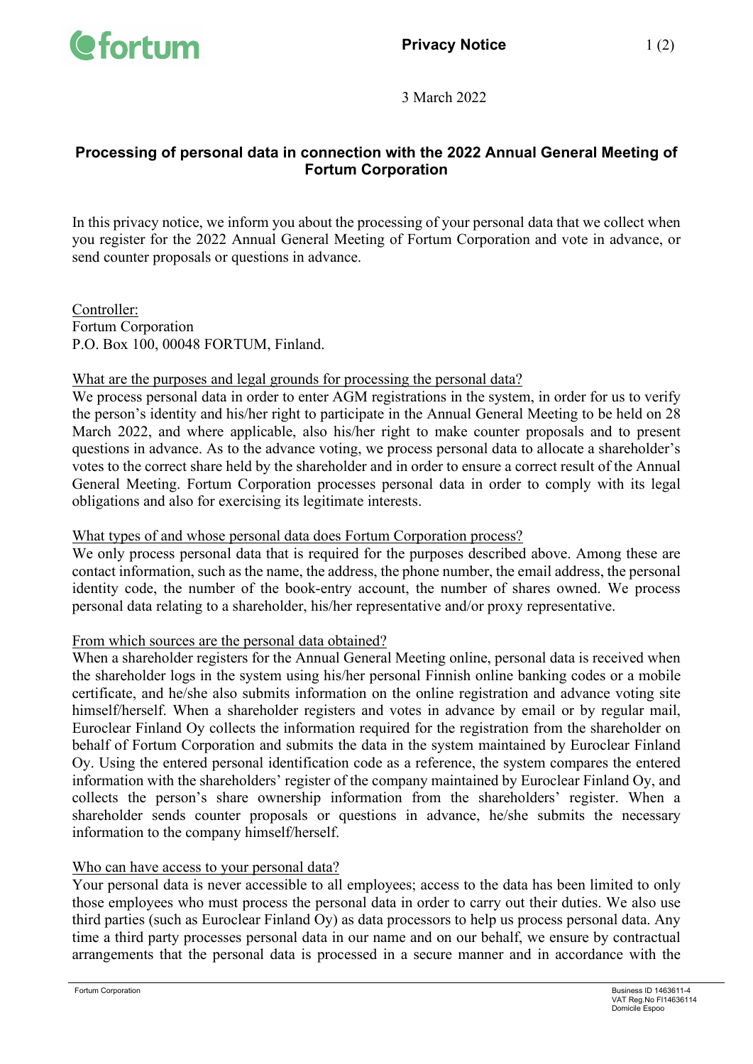Privacy Notice

3 March 2022

# Processing of personal data in connection with the 2022 Annual General Meeting of Fortum Corporation

In this privacy notice, we inform you about the processing of your personal data that we collect when you register for the 2022 Annual General Meeting of Fortum Corporation and vote in advance, or send counter proposals or questions in advance.

Controller:
Fortum Corporation
P.O. Box 100, 00048 FORTUM, Finland.

## What are the purposes and legal grounds for processing the personal data?

We process personal data in order to enter AGM registrations in the system, in order for us to verify the person's identity and his/her right to participate in the Annual General Meeting to be held on 28 March 2022, and where applicable, also his/her right to make counter proposals and to present questions in advance. As to the advance voting, we process personal data to allocate a shareholder's votes to the correct share held by the shareholder and in order to ensure a correct result of the Annual General Meeting. Fortum Corporation processes personal data in order to comply with its legal obligations and also for exercising its legitimate interests.

## What types of and whose personal data does Fortum Corporation process?

We only process personal data that is required for the purposes described above. Among these are contact information, such as the name, the address, the phone number, the email address, the personal identity code, the number of the book-entry account, the number of shares owned. We process personal data relating to a shareholder, his/her representative and/or proxy representative.

## From which sources are the personal data obtained?

When a shareholder registers for the Annual General Meeting online, personal data is received when the shareholder logs in the system using his/her personal Finnish online banking codes or a mobile certificate, and he/she also submits information on the online registration and advance voting site himself/herself. When a shareholder registers and votes in advance by email or by regular mail, Euroclear Finland Oy collects the information required for the registration from the shareholder on behalf of Fortum Corporation and submits the data in the system maintained by Euroclear Finland Oy. Using the entered personal identification code as a reference, the system compares the entered information with the shareholders' register of the company maintained by Euroclear Finland Oy, and collects the person's share ownership information from the shareholders' register. When a shareholder sends counter proposals or questions in advance, he/she submits the necessary information to the company himself/herself.

## Who can have access to your personal data?

Your personal data is never accessible to all employees; access to the data has been limited to only those employees who must process the personal data in order to carry out their duties. We also use third parties (such as Euroclear Finland Oy) as data processors to help us process personal data. Any time a third party processes personal data in our name and on our behalf, we ensure by contractual arrangements that the personal data is processed in a secure manner and in accordance with the

Fortum Corporation

Business ID 1463611-4
VAT Reg.No FI14636114
Domicile Espoo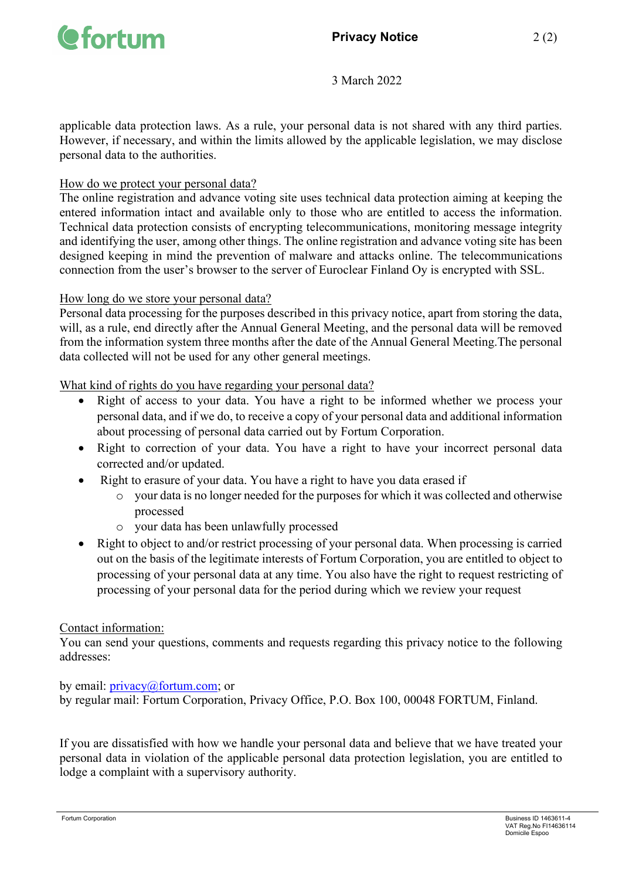applicable data protection laws. As a rule, your personal data is not shared with any third parties. However, if necessary, and within the limits allowed by the applicable legislation, we may disclose personal data to the authorities.

How do we protect your personal data?

The online registration and advance voting site uses technical data protection aiming at keeping the entered information intact and available only to those who are entitled to access the information. Technical data protection consists of encrypting telecommunications, monitoring message integrity and identifying the user, among other things. The online registration and advance voting site has been designed keeping in mind the prevention of malware and attacks online. The telecommunications connection from the user's browser to the server of Euroclear Finland Oy is encrypted with SSL.

How long do we store your personal data?

Personal data processing for the purposes described in this privacy notice, apart from storing the data, will, as a rule, end directly after the Annual General Meeting, and the personal data will be removed from the information system three months after the date of the Annual General Meeting.The personal data collected will not be used for any other general meetings.

What kind of rights do you have regarding your personal data?

- Right of access to your data. You have a right to be informed whether we process your personal data, and if we do, to receive a copy of your personal data and additional information about processing of personal data carried out by Fortum Corporation.
- Right to correction of your data. You have a right to have your incorrect personal data corrected and/or updated.
- Right to erasure of your data. You have a right to have you data erased if
  - your data is no longer needed for the purposes for which it was collected and otherwise processed
  - your data has been unlawfully processed
- Right to object to and/or restrict processing of your personal data. When processing is carried out on the basis of the legitimate interests of Fortum Corporation, you are entitled to object to processing of your personal data at any time. You also have the right to request restricting of processing of your personal data for the period during which we review your request

Contact information:

You can send your questions, comments and requests regarding this privacy notice to the following addresses:

by email: privacy@fortum.com; or
by regular mail: Fortum Corporation, Privacy Office, P.O. Box 100, 00048 FORTUM, Finland.

If you are dissatisfied with how we handle your personal data and believe that we have treated your personal data in violation of the applicable personal data protection legislation, you are entitled to lodge a complaint with a supervisory authority.